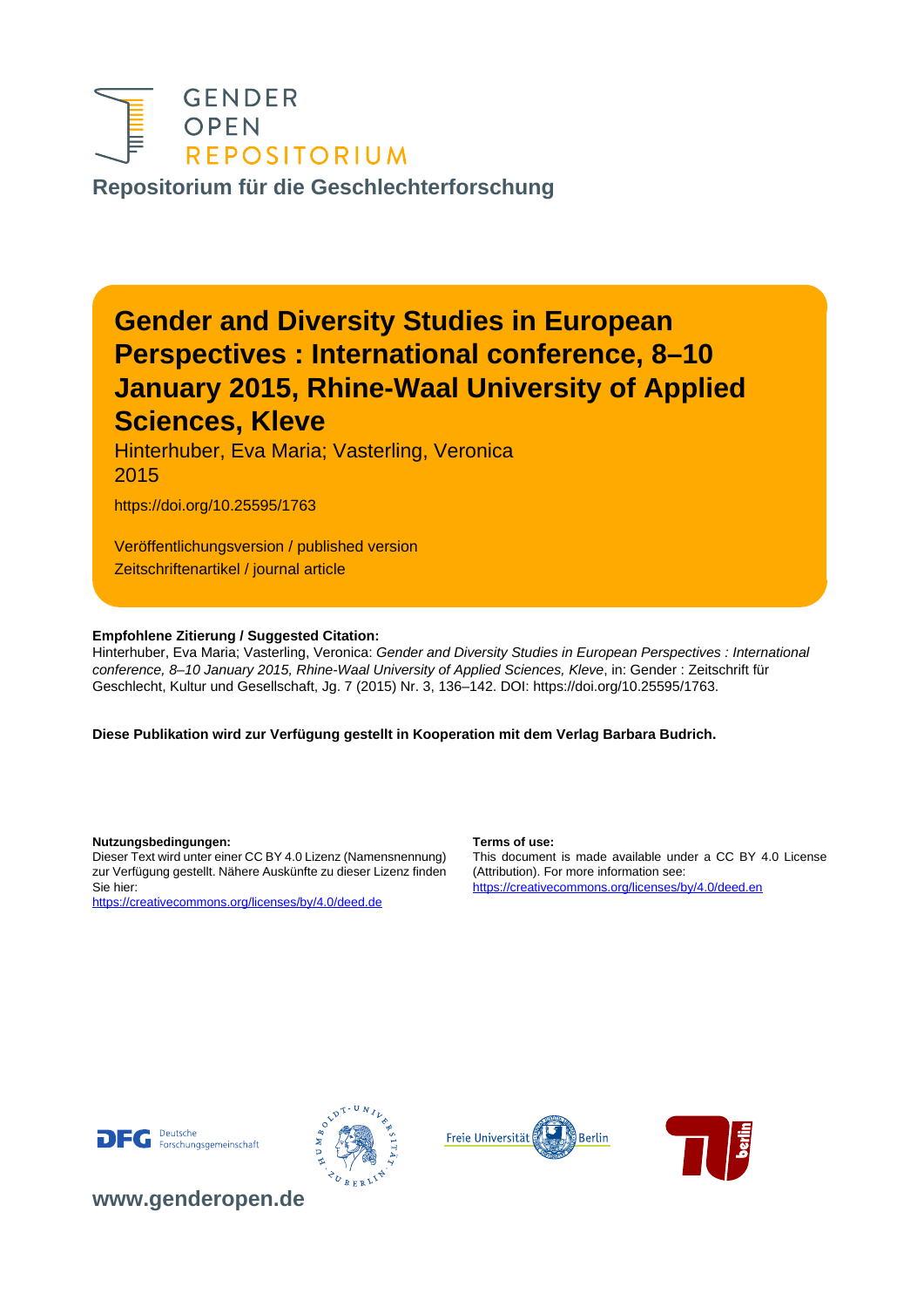GENDER
OPEN
REPOSITORIUM

**Repositorium für die Geschlechterforschung**

# Gender and Diversity Studies in European Perspectives : International conference, 8–10 January 2015, Rhine-Waal University of Applied Sciences, Kleve

Hinterhuber, Eva Maria; Vasterling, Veronica
2015

https://doi.org/10.25595/1763

Veröffentlichungsversion / published version
Zeitschriftenartikel / journal article

**Empfohlene Zitierung / Suggested Citation:**
Hinterhuber, Eva Maria; Vasterling, Veronica: *Gender and Diversity Studies in European Perspectives : International conference, 8–10 January 2015, Rhine-Waal University of Applied Sciences, Kleve*, in: Gender : Zeitschrift für Geschlecht, Kultur und Gesellschaft, Jg. 7 (2015) Nr. 3, 136–142. DOI: https://doi.org/10.25595/1763.

**Diese Publikation wird zur Verfügung gestellt in Kooperation mit dem Verlag Barbara Budrich.**

**Nutzungsbedingungen:**
Dieser Text wird unter einer CC BY 4.0 Lizenz (Namensnennung) zur Verfügung gestellt. Nähere Auskünfte zu dieser Lizenz finden Sie hier:
https://creativecommons.org/licenses/by/4.0/deed.de

**Terms of use:**
This document is made available under a CC BY 4.0 License (Attribution). For more information see:
https://creativecommons.org/licenses/by/4.0/deed.en

**www.genderopen.de**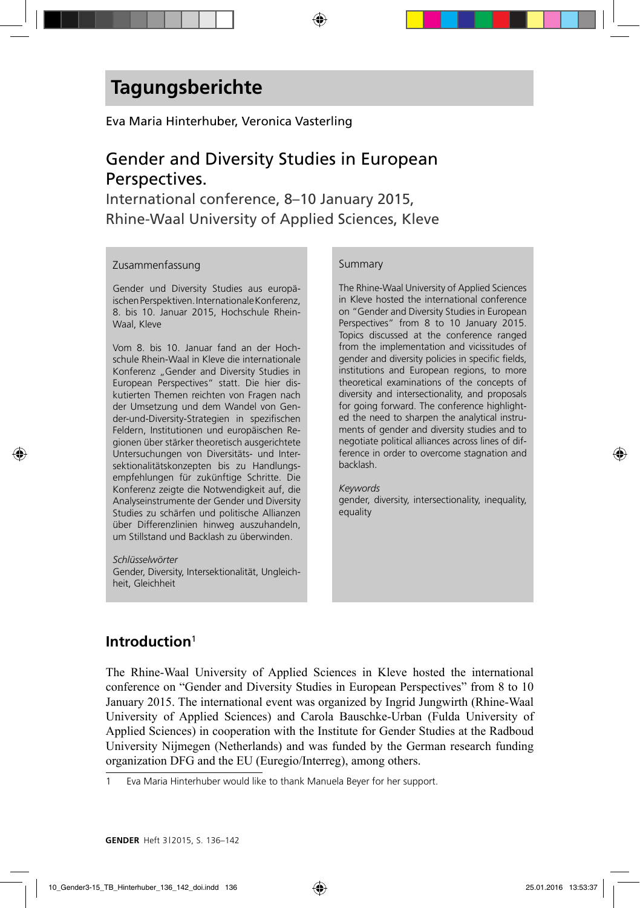# Tagungsberichte

Eva Maria Hinterhuber, Veronica Vasterling

## Gender and Diversity Studies in European Perspectives.

International conference, 8–10 January 2015, Rhine-Waal University of Applied Sciences, Kleve

### Zusammenfassung

Gender und Diversity Studies aus europäischen Perspektiven. Internationale Konferenz, 8. bis 10. Januar 2015, Hochschule Rhein-Waal, Kleve

Vom 8. bis 10. Januar fand an der Hochschule Rhein-Waal in Kleve die internationale Konferenz „Gender and Diversity Studies in European Perspectives" statt. Die hier diskutierten Themen reichten von Fragen nach der Umsetzung und dem Wandel von Gender-und-Diversity-Strategien in spezifischen Feldern, Institutionen und europäischen Regionen über stärker theoretisch ausgerichtete Untersuchungen von Diversitäts- und Intersektionalitätskonzepten bis zu Handlungsempfehlungen für zukünftige Schritte. Die Konferenz zeigte die Notwendigkeit auf, die Analyseinstrumente der Gender und Diversity Studies zu schärfen und politische Allianzen über Differenzlinien hinweg auszuhandeln, um Stillstand und Backlash zu überwinden.

*Schlüsselwörter*
Gender, Diversity, Intersektionalität, Ungleichheit, Gleichheit

### Summary

The Rhine-Waal University of Applied Sciences in Kleve hosted the international conference on "Gender and Diversity Studies in European Perspectives" from 8 to 10 January 2015. Topics discussed at the conference ranged from the implementation and vicissitudes of gender and diversity policies in specific fields, institutions and European regions, to more theoretical examinations of the concepts of diversity and intersectionality, and proposals for going forward. The conference highlighted the need to sharpen the analytical instruments of gender and diversity studies and to negotiate political alliances across lines of difference in order to overcome stagnation and backlash.

*Keywords*
gender, diversity, intersectionality, inequality, equality

## Introduction[1]

The Rhine-Waal University of Applied Sciences in Kleve hosted the international conference on "Gender and Diversity Studies in European Perspectives" from 8 to 10 January 2015. The international event was organized by Ingrid Jungwirth (Rhine-Waal University of Applied Sciences) and Carola Bauschke-Urban (Fulda University of Applied Sciences) in cooperation with the Institute for Gender Studies at the Radboud University Nijmegen (Netherlands) and was funded by the German research funding organization DFG and the EU (Euregio/Interreg), among others.

1 Eva Maria Hinterhuber would like to thank Manuela Beyer for her support.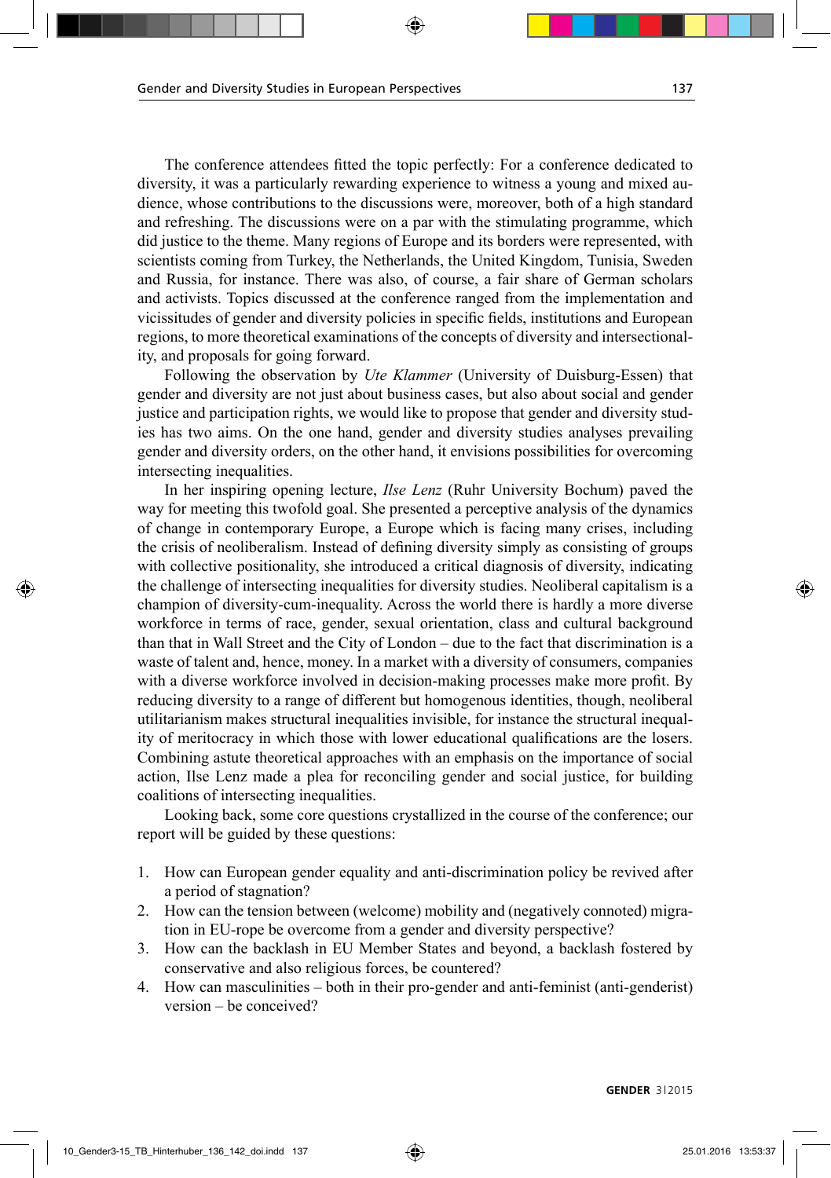The conference attendees fitted the topic perfectly: For a conference dedicated to diversity, it was a particularly rewarding experience to witness a young and mixed audience, whose contributions to the discussions were, moreover, both of a high standard and refreshing. The discussions were on a par with the stimulating programme, which did justice to the theme. Many regions of Europe and its borders were represented, with scientists coming from Turkey, the Netherlands, the United Kingdom, Tunisia, Sweden and Russia, for instance. There was also, of course, a fair share of German scholars and activists. Topics discussed at the conference ranged from the implementation and vicissitudes of gender and diversity policies in specific fields, institutions and European regions, to more theoretical examinations of the concepts of diversity and intersectionality, and proposals for going forward.

Following the observation by *Ute Klammer* (University of Duisburg-Essen) that gender and diversity are not just about business cases, but also about social and gender justice and participation rights, we would like to propose that gender and diversity studies has two aims. On the one hand, gender and diversity studies analyses prevailing gender and diversity orders, on the other hand, it envisions possibilities for overcoming intersecting inequalities.

In her inspiring opening lecture, *Ilse Lenz* (Ruhr University Bochum) paved the way for meeting this twofold goal. She presented a perceptive analysis of the dynamics of change in contemporary Europe, a Europe which is facing many crises, including the crisis of neoliberalism. Instead of defining diversity simply as consisting of groups with collective positionality, she introduced a critical diagnosis of diversity, indicating the challenge of intersecting inequalities for diversity studies. Neoliberal capitalism is a champion of diversity-cum-inequality. Across the world there is hardly a more diverse workforce in terms of race, gender, sexual orientation, class and cultural background than that in Wall Street and the City of London – due to the fact that discrimination is a waste of talent and, hence, money. In a market with a diversity of consumers, companies with a diverse workforce involved in decision-making processes make more profit. By reducing diversity to a range of different but homogenous identities, though, neoliberal utilitarianism makes structural inequalities invisible, for instance the structural inequality of meritocracy in which those with lower educational qualifications are the losers. Combining astute theoretical approaches with an emphasis on the importance of social action, Ilse Lenz made a plea for reconciling gender and social justice, for building coalitions of intersecting inequalities.

Looking back, some core questions crystallized in the course of the conference; our report will be guided by these questions:

1. How can European gender equality and anti-discrimination policy be revived after a period of stagnation?
2. How can the tension between (welcome) mobility and (negatively connoted) migration in EU-rope be overcome from a gender and diversity perspective?
3. How can the backlash in EU Member States and beyond, a backlash fostered by conservative and also religious forces, be countered?
4. How can masculinities – both in their pro-gender and anti-feminist (anti-genderist) version – be conceived?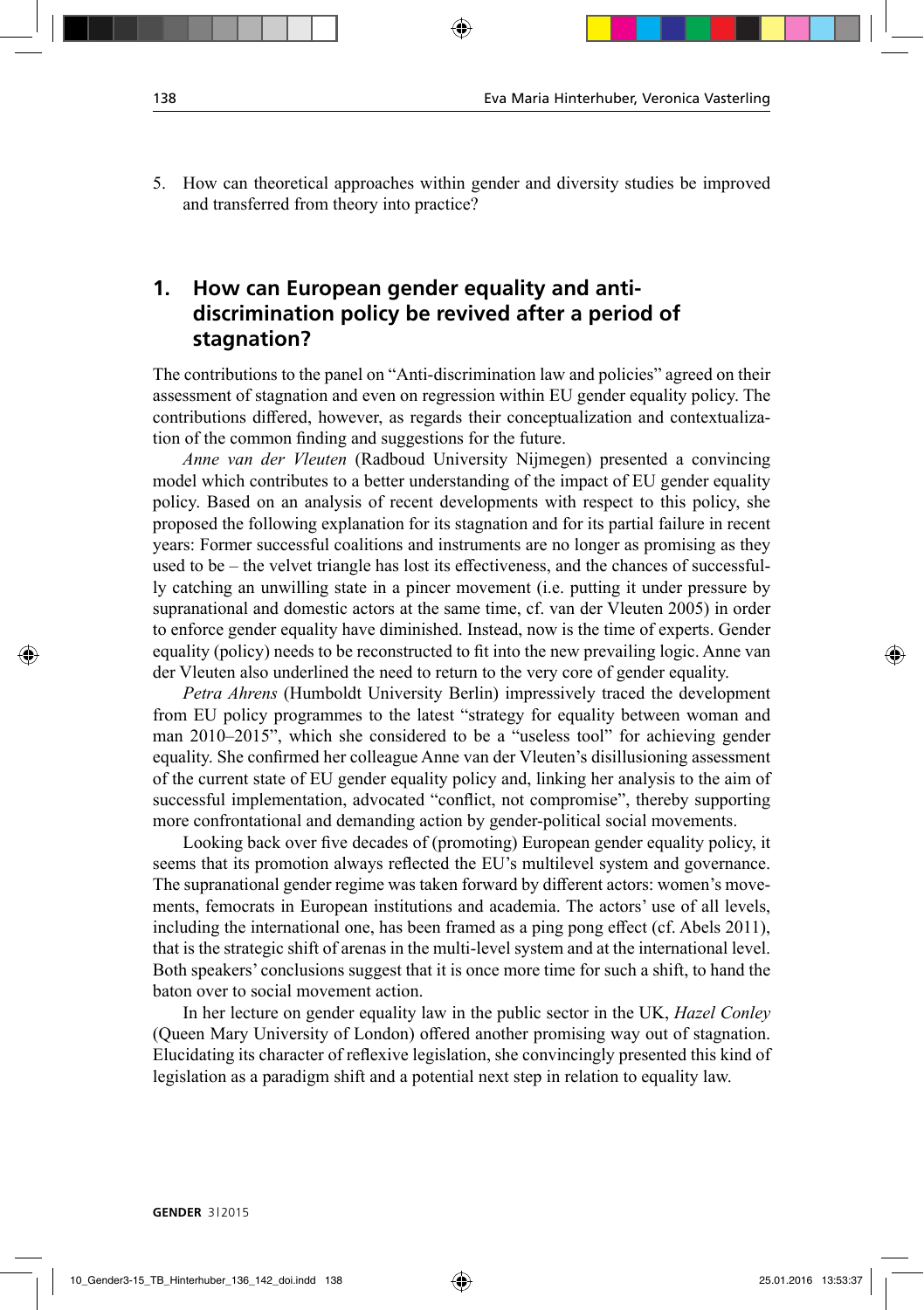5. How can theoretical approaches within gender and diversity studies be improved and transferred from theory into practice?

## 1. How can European gender equality and anti-discrimination policy be revived after a period of stagnation?

The contributions to the panel on "Anti-discrimination law and policies" agreed on their assessment of stagnation and even on regression within EU gender equality policy. The contributions differed, however, as regards their conceptualization and contextualization of the common finding and suggestions for the future.

*Anne van der Vleuten* (Radboud University Nijmegen) presented a convincing model which contributes to a better understanding of the impact of EU gender equality policy. Based on an analysis of recent developments with respect to this policy, she proposed the following explanation for its stagnation and for its partial failure in recent years: Former successful coalitions and instruments are no longer as promising as they used to be – the velvet triangle has lost its effectiveness, and the chances of successfully catching an unwilling state in a pincer movement (i.e. putting it under pressure by supranational and domestic actors at the same time, cf. van der Vleuten 2005) in order to enforce gender equality have diminished. Instead, now is the time of experts. Gender equality (policy) needs to be reconstructed to fit into the new prevailing logic. Anne van der Vleuten also underlined the need to return to the very core of gender equality.

*Petra Ahrens* (Humboldt University Berlin) impressively traced the development from EU policy programmes to the latest "strategy for equality between woman and man 2010–2015", which she considered to be a "useless tool" for achieving gender equality. She confirmed her colleague Anne van der Vleuten's disillusioning assessment of the current state of EU gender equality policy and, linking her analysis to the aim of successful implementation, advocated "conflict, not compromise", thereby supporting more confrontational and demanding action by gender-political social movements.

Looking back over five decades of (promoting) European gender equality policy, it seems that its promotion always reflected the EU's multilevel system and governance. The supranational gender regime was taken forward by different actors: women's movements, femocrats in European institutions and academia. The actors' use of all levels, including the international one, has been framed as a ping pong effect (cf. Abels 2011), that is the strategic shift of arenas in the multi-level system and at the international level. Both speakers' conclusions suggest that it is once more time for such a shift, to hand the baton over to social movement action.

In her lecture on gender equality law in the public sector in the UK, *Hazel Conley* (Queen Mary University of London) offered another promising way out of stagnation. Elucidating its character of reflexive legislation, she convincingly presented this kind of legislation as a paradigm shift and a potential next step in relation to equality law.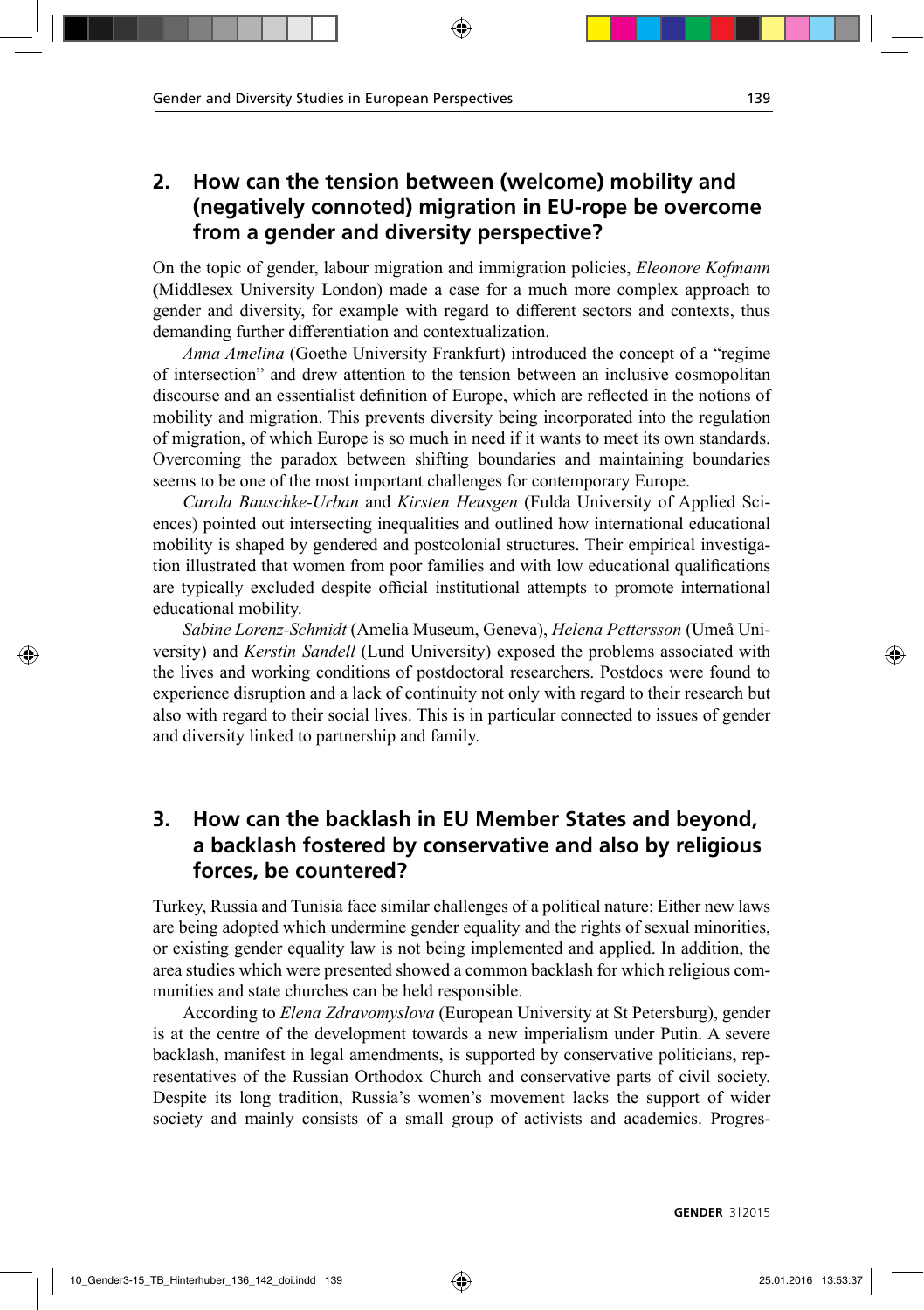## 2. How can the tension between (welcome) mobility and (negatively connoted) migration in EU-rope be overcome from a gender and diversity perspective?

On the topic of gender, labour migration and immigration policies, *Eleonore Kofmann* (Middlesex University London) made a case for a much more complex approach to gender and diversity, for example with regard to different sectors and contexts, thus demanding further differentiation and contextualization.

*Anna Amelina* (Goethe University Frankfurt) introduced the concept of a "regime of intersection" and drew attention to the tension between an inclusive cosmopolitan discourse and an essentialist definition of Europe, which are reflected in the notions of mobility and migration. This prevents diversity being incorporated into the regulation of migration, of which Europe is so much in need if it wants to meet its own standards. Overcoming the paradox between shifting boundaries and maintaining boundaries seems to be one of the most important challenges for contemporary Europe.

*Carola Bauschke-Urban* and *Kirsten Heusgen* (Fulda University of Applied Sciences) pointed out intersecting inequalities and outlined how international educational mobility is shaped by gendered and postcolonial structures. Their empirical investigation illustrated that women from poor families and with low educational qualifications are typically excluded despite official institutional attempts to promote international educational mobility.

*Sabine Lorenz-Schmidt* (Amelia Museum, Geneva), *Helena Pettersson* (Umeå University) and *Kerstin Sandell* (Lund University) exposed the problems associated with the lives and working conditions of postdoctoral researchers. Postdocs were found to experience disruption and a lack of continuity not only with regard to their research but also with regard to their social lives. This is in particular connected to issues of gender and diversity linked to partnership and family.

## 3. How can the backlash in EU Member States and beyond, a backlash fostered by conservative and also by religious forces, be countered?

Turkey, Russia and Tunisia face similar challenges of a political nature: Either new laws are being adopted which undermine gender equality and the rights of sexual minorities, or existing gender equality law is not being implemented and applied. In addition, the area studies which were presented showed a common backlash for which religious communities and state churches can be held responsible.

According to *Elena Zdravomyslova* (European University at St Petersburg), gender is at the centre of the development towards a new imperialism under Putin. A severe backlash, manifest in legal amendments, is supported by conservative politicians, representatives of the Russian Orthodox Church and conservative parts of civil society. Despite its long tradition, Russia's women's movement lacks the support of wider society and mainly consists of a small group of activists and academics. Progres-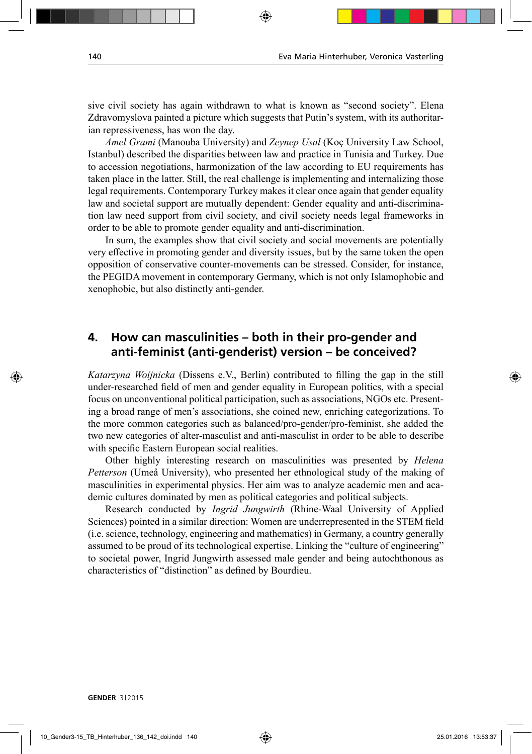sive civil society has again withdrawn to what is known as "second society". Elena Zdravomyslova painted a picture which suggests that Putin's system, with its authoritarian repressiveness, has won the day.

*Amel Grami* (Manouba University) and *Zeynep Usal* (Koç University Law School, Istanbul) described the disparities between law and practice in Tunisia and Turkey. Due to accession negotiations, harmonization of the law according to EU requirements has taken place in the latter. Still, the real challenge is implementing and internalizing those legal requirements. Contemporary Turkey makes it clear once again that gender equality law and societal support are mutually dependent: Gender equality and anti-discrimination law need support from civil society, and civil society needs legal frameworks in order to be able to promote gender equality and anti-discrimination.

In sum, the examples show that civil society and social movements are potentially very effective in promoting gender and diversity issues, but by the same token the open opposition of conservative counter-movements can be stressed. Consider, for instance, the PEGIDA movement in contemporary Germany, which is not only Islamophobic and xenophobic, but also distinctly anti-gender.

## 4. How can masculinities – both in their pro-gender and anti-feminist (anti-genderist) version – be conceived?

*Katarzyna Woijnicka* (Dissens e.V., Berlin) contributed to filling the gap in the still under-researched field of men and gender equality in European politics, with a special focus on unconventional political participation, such as associations, NGOs etc. Presenting a broad range of men's associations, she coined new, enriching categorizations. To the more common categories such as balanced/pro-gender/pro-feminist, she added the two new categories of alter-masculist and anti-masculist in order to be able to describe with specific Eastern European social realities.

Other highly interesting research on masculinities was presented by *Helena Petterson* (Umeå University), who presented her ethnological study of the making of masculinities in experimental physics. Her aim was to analyze academic men and academic cultures dominated by men as political categories and political subjects.

Research conducted by *Ingrid Jungwirth* (Rhine-Waal University of Applied Sciences) pointed in a similar direction: Women are underrepresented in the STEM field (i.e. science, technology, engineering and mathematics) in Germany, a country generally assumed to be proud of its technological expertise. Linking the "culture of engineering" to societal power, Ingrid Jungwirth assessed male gender and being autochthonous as characteristics of "distinction" as defined by Bourdieu.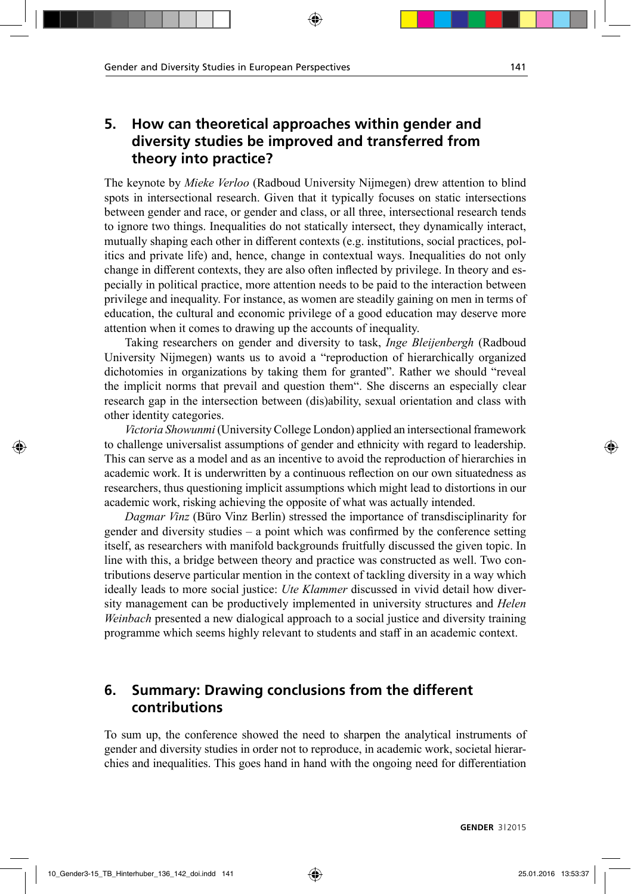## 5. How can theoretical approaches within gender and diversity studies be improved and transferred from theory into practice?

The keynote by *Mieke Verloo* (Radboud University Nijmegen) drew attention to blind spots in intersectional research. Given that it typically focuses on static intersections between gender and race, or gender and class, or all three, intersectional research tends to ignore two things. Inequalities do not statically intersect, they dynamically interact, mutually shaping each other in different contexts (e.g. institutions, social practices, politics and private life) and, hence, change in contextual ways. Inequalities do not only change in different contexts, they are also often inflected by privilege. In theory and especially in political practice, more attention needs to be paid to the interaction between privilege and inequality. For instance, as women are steadily gaining on men in terms of education, the cultural and economic privilege of a good education may deserve more attention when it comes to drawing up the accounts of inequality.

Taking researchers on gender and diversity to task, *Inge Bleijenbergh* (Radboud University Nijmegen) wants us to avoid a "reproduction of hierarchically organized dichotomies in organizations by taking them for granted". Rather we should "reveal the implicit norms that prevail and question them". She discerns an especially clear research gap in the intersection between (dis)ability, sexual orientation and class with other identity categories.

*Victoria Showunmi* (University College London) applied an intersectional framework to challenge universalist assumptions of gender and ethnicity with regard to leadership. This can serve as a model and as an incentive to avoid the reproduction of hierarchies in academic work. It is underwritten by a continuous reflection on our own situatedness as researchers, thus questioning implicit assumptions which might lead to distortions in our academic work, risking achieving the opposite of what was actually intended.

*Dagmar Vinz* (Büro Vinz Berlin) stressed the importance of transdisciplinarity for gender and diversity studies – a point which was confirmed by the conference setting itself, as researchers with manifold backgrounds fruitfully discussed the given topic. In line with this, a bridge between theory and practice was constructed as well. Two contributions deserve particular mention in the context of tackling diversity in a way which ideally leads to more social justice: *Ute Klammer* discussed in vivid detail how diversity management can be productively implemented in university structures and *Helen Weinbach* presented a new dialogical approach to a social justice and diversity training programme which seems highly relevant to students and staff in an academic context.

## 6. Summary: Drawing conclusions from the different contributions

To sum up, the conference showed the need to sharpen the analytical instruments of gender and diversity studies in order not to reproduce, in academic work, societal hierarchies and inequalities. This goes hand in hand with the ongoing need for differentiation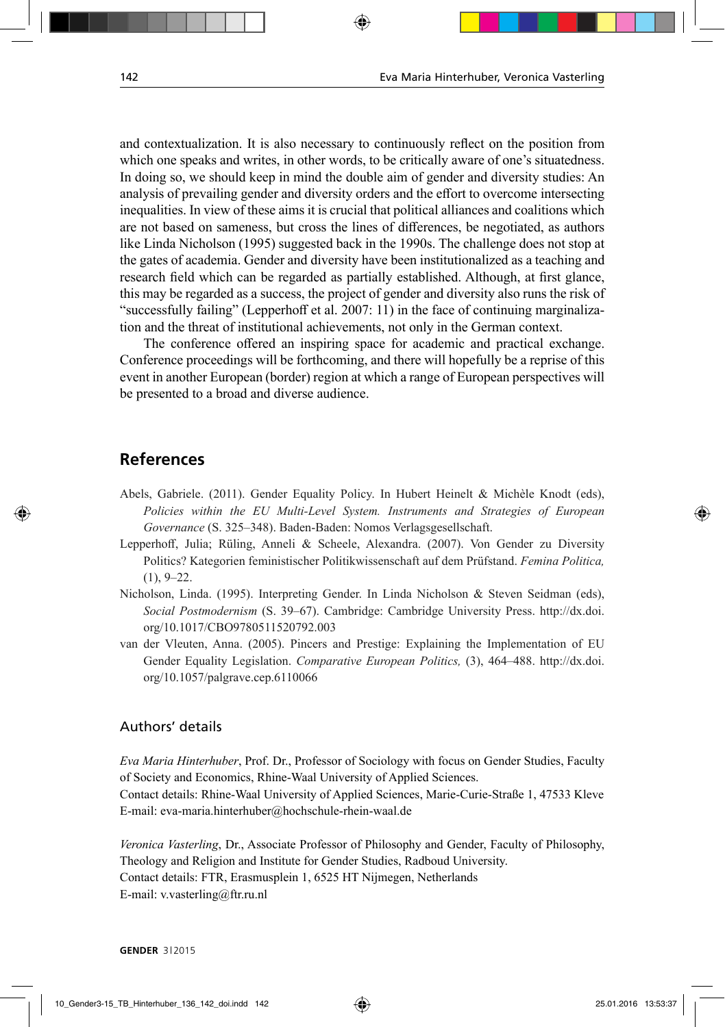and contextualization. It is also necessary to continuously reflect on the position from which one speaks and writes, in other words, to be critically aware of one's situatedness. In doing so, we should keep in mind the double aim of gender and diversity studies: An analysis of prevailing gender and diversity orders and the effort to overcome intersecting inequalities. In view of these aims it is crucial that political alliances and coalitions which are not based on sameness, but cross the lines of differences, be negotiated, as authors like Linda Nicholson (1995) suggested back in the 1990s. The challenge does not stop at the gates of academia. Gender and diversity have been institutionalized as a teaching and research field which can be regarded as partially established. Although, at first glance, this may be regarded as a success, the project of gender and diversity also runs the risk of "successfully failing" (Lepperhoff et al. 2007: 11) in the face of continuing marginalization and the threat of institutional achievements, not only in the German context.

The conference offered an inspiring space for academic and practical exchange. Conference proceedings will be forthcoming, and there will hopefully be a reprise of this event in another European (border) region at which a range of European perspectives will be presented to a broad and diverse audience.

## References

Abels, Gabriele. (2011). Gender Equality Policy. In Hubert Heinelt & Michèle Knodt (eds), *Policies within the EU Multi-Level System. Instruments and Strategies of European Governance* (S. 325–348). Baden-Baden: Nomos Verlagsgesellschaft.

Lepperhoff, Julia; Rüling, Anneli & Scheele, Alexandra. (2007). Von Gender zu Diversity Politics? Kategorien feministischer Politikwissenschaft auf dem Prüfstand. *Femina Politica,* (1), 9–22.

Nicholson, Linda. (1995). Interpreting Gender. In Linda Nicholson & Steven Seidman (eds), *Social Postmodernism* (S. 39–67). Cambridge: Cambridge University Press. http://dx.doi.org/10.1017/CBO9780511520792.003

van der Vleuten, Anna. (2005). Pincers and Prestige: Explaining the Implementation of EU Gender Equality Legislation. *Comparative European Politics,* (3), 464–488. http://dx.doi.org/10.1057/palgrave.cep.6110066

### Authors' details

*Eva Maria Hinterhuber*, Prof. Dr., Professor of Sociology with focus on Gender Studies, Faculty of Society and Economics, Rhine-Waal University of Applied Sciences.
Contact details: Rhine-Waal University of Applied Sciences, Marie-Curie-Straße 1, 47533 Kleve
E-mail: eva-maria.hinterhuber@hochschule-rhein-waal.de

*Veronica Vasterling*, Dr., Associate Professor of Philosophy and Gender, Faculty of Philosophy, Theology and Religion and Institute for Gender Studies, Radboud University.
Contact details: FTR, Erasmusplein 1, 6525 HT Nijmegen, Netherlands
E-mail: v.vasterling@ftr.ru.nl